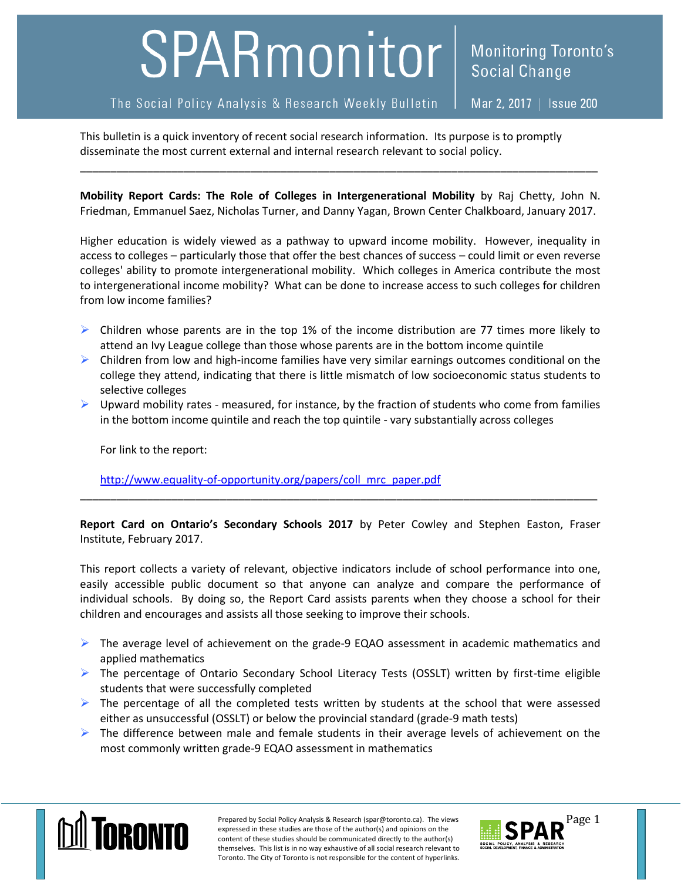# SPARmonitor

Monitoring Toronto's Social Change

The Social Policy Analysis & Research Weekly Bulletin | Mar 2, 2017 | Issue 200

This bulletin is a quick inventory of recent social research information. Its purpose is to promptly disseminate the most current external and internal research relevant to social policy.

---

**Mobility Report Cards: The Role of Colleges in Intergenerational Mobility** by Raj Chetty, John N. Friedman, Emmanuel Saez, Nicholas Turner, and Danny Yagan, Brown Center Chalkboard, January 2017.

Higher education is widely viewed as a pathway to upward income mobility. However, inequality in access to colleges – particularly those that offer the best chances of success – could limit or even reverse colleges' ability to promote intergenerational mobility. Which colleges in America contribute the most to intergenerational income mobility? What can be done to increase access to such colleges for children from low income families?

- Children whose parents are in the top 1% of the income distribution are 77 times more likely to attend an Ivy League college than those whose parents are in the bottom income quintile
- Children from low and high-income families have very similar earnings outcomes conditional on the college they attend, indicating that there is little mismatch of low socioeconomic status students to selective colleges
- Upward mobility rates - measured, for instance, by the fraction of students who come from families in the bottom income quintile and reach the top quintile - vary substantially across colleges

For link to the report:

http://www.equality-of-opportunity.org/papers/coll_mrc_paper.pdf

---

**Report Card on Ontario's Secondary Schools 2017** by Peter Cowley and Stephen Easton, Fraser Institute, February 2017.

This report collects a variety of relevant, objective indicators include of school performance into one, easily accessible public document so that anyone can analyze and compare the performance of individual schools. By doing so, the Report Card assists parents when they choose a school for their children and encourages and assists all those seeking to improve their schools.

- The average level of achievement on the grade-9 EQAO assessment in academic mathematics and applied mathematics
- The percentage of Ontario Secondary School Literacy Tests (OSSLT) written by first-time eligible students that were successfully completed
- The percentage of all the completed tests written by students at the school that were assessed either as unsuccessful (OSSLT) or below the provincial standard (grade-9 math tests)
- The difference between male and female students in their average levels of achievement on the most commonly written grade-9 EQAO assessment in mathematics

Prepared by Social Policy Analysis & Research (spar@toronto.ca). The views expressed in these studies are those of the author(s) and opinions on the content of these studies should be communicated directly to the author(s) themselves. This list is in no way exhaustive of all social research relevant to Toronto. The City of Toronto is not responsible for the content of hyperlinks.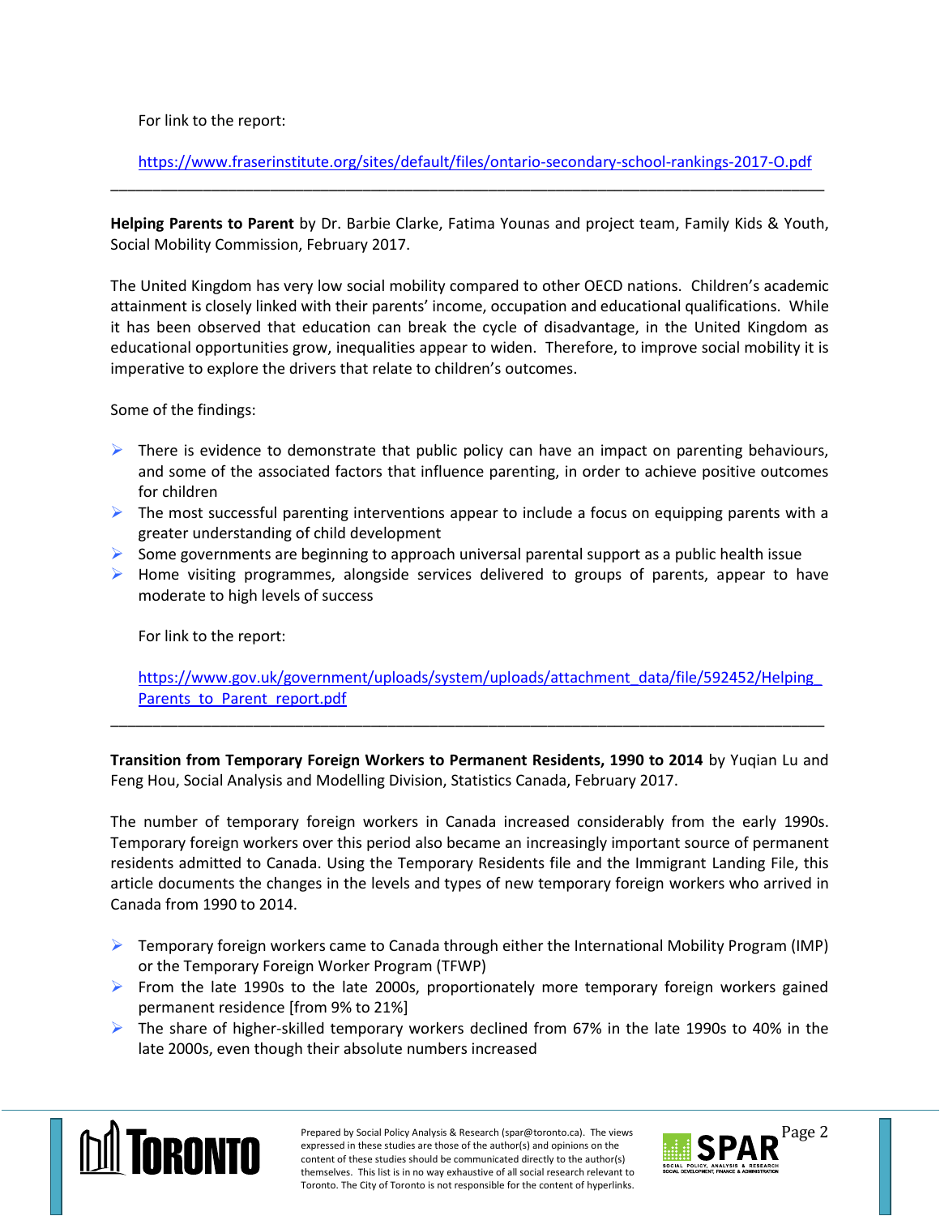For link to the report:

https://www.fraserinstitute.org/sites/default/files/ontario-secondary-school-rankings-2017-O.pdf

---

**Helping Parents to Parent** by Dr. Barbie Clarke, Fatima Younas and project team, Family Kids & Youth, Social Mobility Commission, February 2017.

The United Kingdom has very low social mobility compared to other OECD nations. Children's academic attainment is closely linked with their parents' income, occupation and educational qualifications. While it has been observed that education can break the cycle of disadvantage, in the United Kingdom as educational opportunities grow, inequalities appear to widen. Therefore, to improve social mobility it is imperative to explore the drivers that relate to children's outcomes.

Some of the findings:

- There is evidence to demonstrate that public policy can have an impact on parenting behaviours, and some of the associated factors that influence parenting, in order to achieve positive outcomes for children
- The most successful parenting interventions appear to include a focus on equipping parents with a greater understanding of child development
- Some governments are beginning to approach universal parental support as a public health issue
- Home visiting programmes, alongside services delivered to groups of parents, appear to have moderate to high levels of success

For link to the report:

https://www.gov.uk/government/uploads/system/uploads/attachment_data/file/592452/Helping_Parents_to_Parent_report.pdf

---

**Transition from Temporary Foreign Workers to Permanent Residents, 1990 to 2014** by Yuqian Lu and Feng Hou, Social Analysis and Modelling Division, Statistics Canada, February 2017.

The number of temporary foreign workers in Canada increased considerably from the early 1990s. Temporary foreign workers over this period also became an increasingly important source of permanent residents admitted to Canada. Using the Temporary Residents file and the Immigrant Landing File, this article documents the changes in the levels and types of new temporary foreign workers who arrived in Canada from 1990 to 2014.

- Temporary foreign workers came to Canada through either the International Mobility Program (IMP) or the Temporary Foreign Worker Program (TFWP)
- From the late 1990s to the late 2000s, proportionately more temporary foreign workers gained permanent residence [from 9% to 21%]
- The share of higher-skilled temporary workers declined from 67% in the late 1990s to 40% in the late 2000s, even though their absolute numbers increased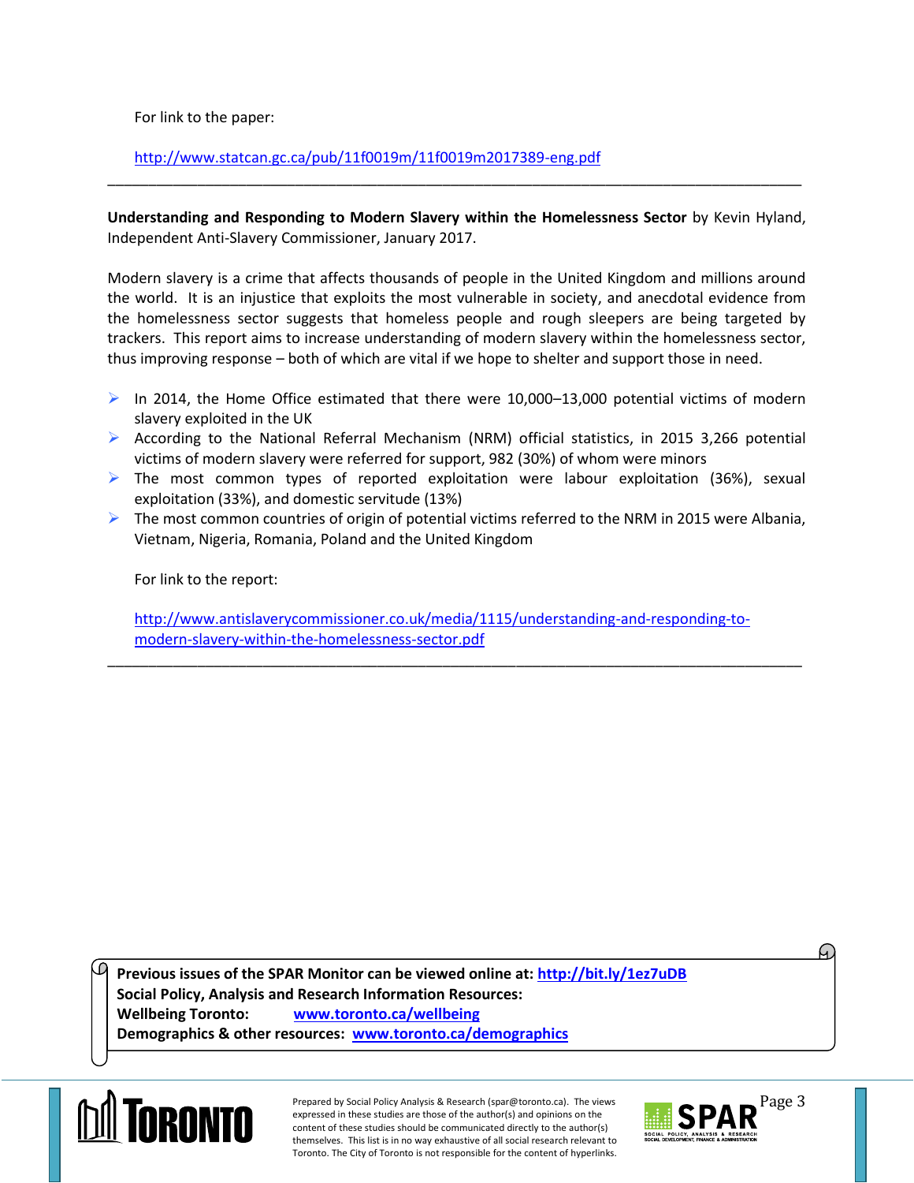For link to the paper:

http://www.statcan.gc.ca/pub/11f0019m/11f0019m2017389-eng.pdf

---

**Understanding and Responding to Modern Slavery within the Homelessness Sector** by Kevin Hyland, Independent Anti-Slavery Commissioner, January 2017.

Modern slavery is a crime that affects thousands of people in the United Kingdom and millions around the world. It is an injustice that exploits the most vulnerable in society, and anecdotal evidence from the homelessness sector suggests that homeless people and rough sleepers are being targeted by trackers. This report aims to increase understanding of modern slavery within the homelessness sector, thus improving response – both of which are vital if we hope to shelter and support those in need.

- In 2014, the Home Office estimated that there were 10,000–13,000 potential victims of modern slavery exploited in the UK
- According to the National Referral Mechanism (NRM) official statistics, in 2015 3,266 potential victims of modern slavery were referred for support, 982 (30%) of whom were minors
- The most common types of reported exploitation were labour exploitation (36%), sexual exploitation (33%), and domestic servitude (13%)
- The most common countries of origin of potential victims referred to the NRM in 2015 were Albania, Vietnam, Nigeria, Romania, Poland and the United Kingdom

For link to the report:

http://www.antislaverycommissioner.co.uk/media/1115/understanding-and-responding-to-modern-slavery-within-the-homelessness-sector.pdf

---

**Previous issues of the SPAR Monitor can be viewed online at: http://bit.ly/1ez7uDB**
**Social Policy, Analysis and Research Information Resources:**
**Wellbeing Toronto: www.toronto.ca/wellbeing**
**Demographics & other resources: www.toronto.ca/demographics**

Prepared by Social Policy Analysis & Research (spar@toronto.ca). The views expressed in these studies are those of the author(s) and opinions on the content of these studies should be communicated directly to the author(s) themselves. This list is in no way exhaustive of all social research relevant to Toronto. The City of Toronto is not responsible for the content of hyperlinks.